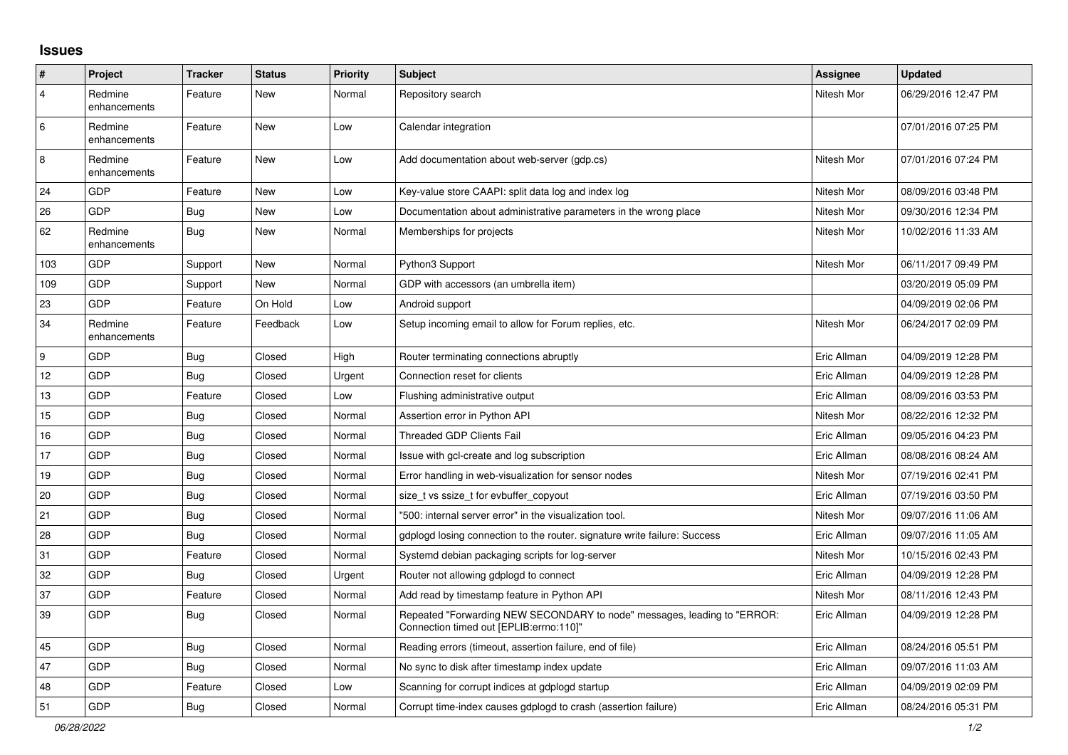# Issues

| # | Project | Tracker | Status | Priority | Subject | Assignee | Updated |
|---|---|---|---|---|---|---|---|
| 4 | Redmine enhancements | Feature | New | Normal | Repository search | Nitesh Mor | 06/29/2016 12:47 PM |
| 6 | Redmine enhancements | Feature | New | Low | Calendar integration | | 07/01/2016 07:25 PM |
| 8 | Redmine enhancements | Feature | New | Low | Add documentation about web-server (gdp.cs) | Nitesh Mor | 07/01/2016 07:24 PM |
| 24 | GDP | Feature | New | Low | Key-value store CAAPI: split data log and index log | Nitesh Mor | 08/09/2016 03:48 PM |
| 26 | GDP | Bug | New | Low | Documentation about administrative parameters in the wrong place | Nitesh Mor | 09/30/2016 12:34 PM |
| 62 | Redmine enhancements | Bug | New | Normal | Memberships for projects | Nitesh Mor | 10/02/2016 11:33 AM |
| 103 | GDP | Support | New | Normal | Python3 Support | Nitesh Mor | 06/11/2017 09:49 PM |
| 109 | GDP | Support | New | Normal | GDP with accessors (an umbrella item) | | 03/20/2019 05:09 PM |
| 23 | GDP | Feature | On Hold | Low | Android support | | 04/09/2019 02:06 PM |
| 34 | Redmine enhancements | Feature | Feedback | Low | Setup incoming email to allow for Forum replies, etc. | Nitesh Mor | 06/24/2017 02:09 PM |
| 9 | GDP | Bug | Closed | High | Router terminating connections abruptly | Eric Allman | 04/09/2019 12:28 PM |
| 12 | GDP | Bug | Closed | Urgent | Connection reset for clients | Eric Allman | 04/09/2019 12:28 PM |
| 13 | GDP | Feature | Closed | Low | Flushing administrative output | Eric Allman | 08/09/2016 03:53 PM |
| 15 | GDP | Bug | Closed | Normal | Assertion error in Python API | Nitesh Mor | 08/22/2016 12:32 PM |
| 16 | GDP | Bug | Closed | Normal | Threaded GDP Clients Fail | Eric Allman | 09/05/2016 04:23 PM |
| 17 | GDP | Bug | Closed | Normal | Issue with gcl-create and log subscription | Eric Allman | 08/08/2016 08:24 AM |
| 19 | GDP | Bug | Closed | Normal | Error handling in web-visualization for sensor nodes | Nitesh Mor | 07/19/2016 02:41 PM |
| 20 | GDP | Bug | Closed | Normal | size_t vs ssize_t for evbuffer_copyout | Eric Allman | 07/19/2016 03:50 PM |
| 21 | GDP | Bug | Closed | Normal | "500: internal server error" in the visualization tool. | Nitesh Mor | 09/07/2016 11:06 AM |
| 28 | GDP | Bug | Closed | Normal | gdplogd losing connection to the router. signature write failure: Success | Eric Allman | 09/07/2016 11:05 AM |
| 31 | GDP | Feature | Closed | Normal | Systemd debian packaging scripts for log-server | Nitesh Mor | 10/15/2016 02:43 PM |
| 32 | GDP | Bug | Closed | Urgent | Router not allowing gdplogd to connect | Eric Allman | 04/09/2019 12:28 PM |
| 37 | GDP | Feature | Closed | Normal | Add read by timestamp feature in Python API | Nitesh Mor | 08/11/2016 12:43 PM |
| 39 | GDP | Bug | Closed | Normal | Repeated "Forwarding NEW SECONDARY to node" messages, leading to "ERROR: Connection timed out [EPLIB:errno:110]" | Eric Allman | 04/09/2019 12:28 PM |
| 45 | GDP | Bug | Closed | Normal | Reading errors (timeout, assertion failure, end of file) | Eric Allman | 08/24/2016 05:51 PM |
| 47 | GDP | Bug | Closed | Normal | No sync to disk after timestamp index update | Eric Allman | 09/07/2016 11:03 AM |
| 48 | GDP | Feature | Closed | Low | Scanning for corrupt indices at gdplogd startup | Eric Allman | 04/09/2019 02:09 PM |
| 51 | GDP | Bug | Closed | Normal | Corrupt time-index causes gdplogd to crash (assertion failure) | Eric Allman | 08/24/2016 05:31 PM |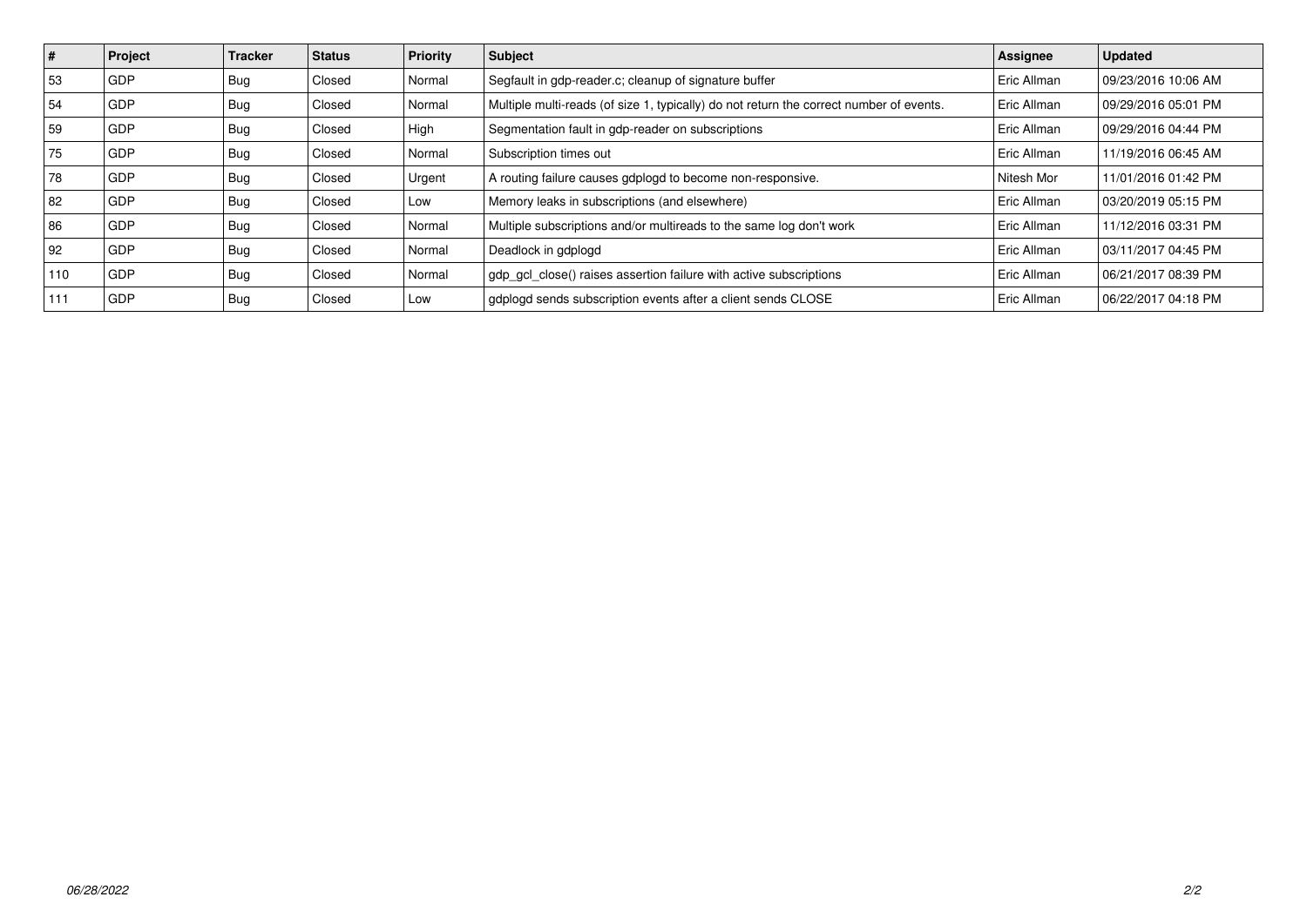| # | Project | Tracker | Status | Priority | Subject | Assignee | Updated |
|---|---|---|---|---|---|---|---|
| 53 | GDP | Bug | Closed | Normal | Segfault in gdp-reader.c; cleanup of signature buffer | Eric Allman | 09/23/2016 10:06 AM |
| 54 | GDP | Bug | Closed | Normal | Multiple multi-reads (of size 1, typically) do not return the correct number of events. | Eric Allman | 09/29/2016 05:01 PM |
| 59 | GDP | Bug | Closed | High | Segmentation fault in gdp-reader on subscriptions | Eric Allman | 09/29/2016 04:44 PM |
| 75 | GDP | Bug | Closed | Normal | Subscription times out | Eric Allman | 11/19/2016 06:45 AM |
| 78 | GDP | Bug | Closed | Urgent | A routing failure causes gdplogd to become non-responsive. | Nitesh Mor | 11/01/2016 01:42 PM |
| 82 | GDP | Bug | Closed | Low | Memory leaks in subscriptions (and elsewhere) | Eric Allman | 03/20/2019 05:15 PM |
| 86 | GDP | Bug | Closed | Normal | Multiple subscriptions and/or multireads to the same log don't work | Eric Allman | 11/12/2016 03:31 PM |
| 92 | GDP | Bug | Closed | Normal | Deadlock in gdplogd | Eric Allman | 03/11/2017 04:45 PM |
| 110 | GDP | Bug | Closed | Normal | gdp_gcl_close() raises assertion failure with active subscriptions | Eric Allman | 06/21/2017 08:39 PM |
| 111 | GDP | Bug | Closed | Low | gdplogd sends subscription events after a client sends CLOSE | Eric Allman | 06/22/2017 04:18 PM |

*06/28/2022*